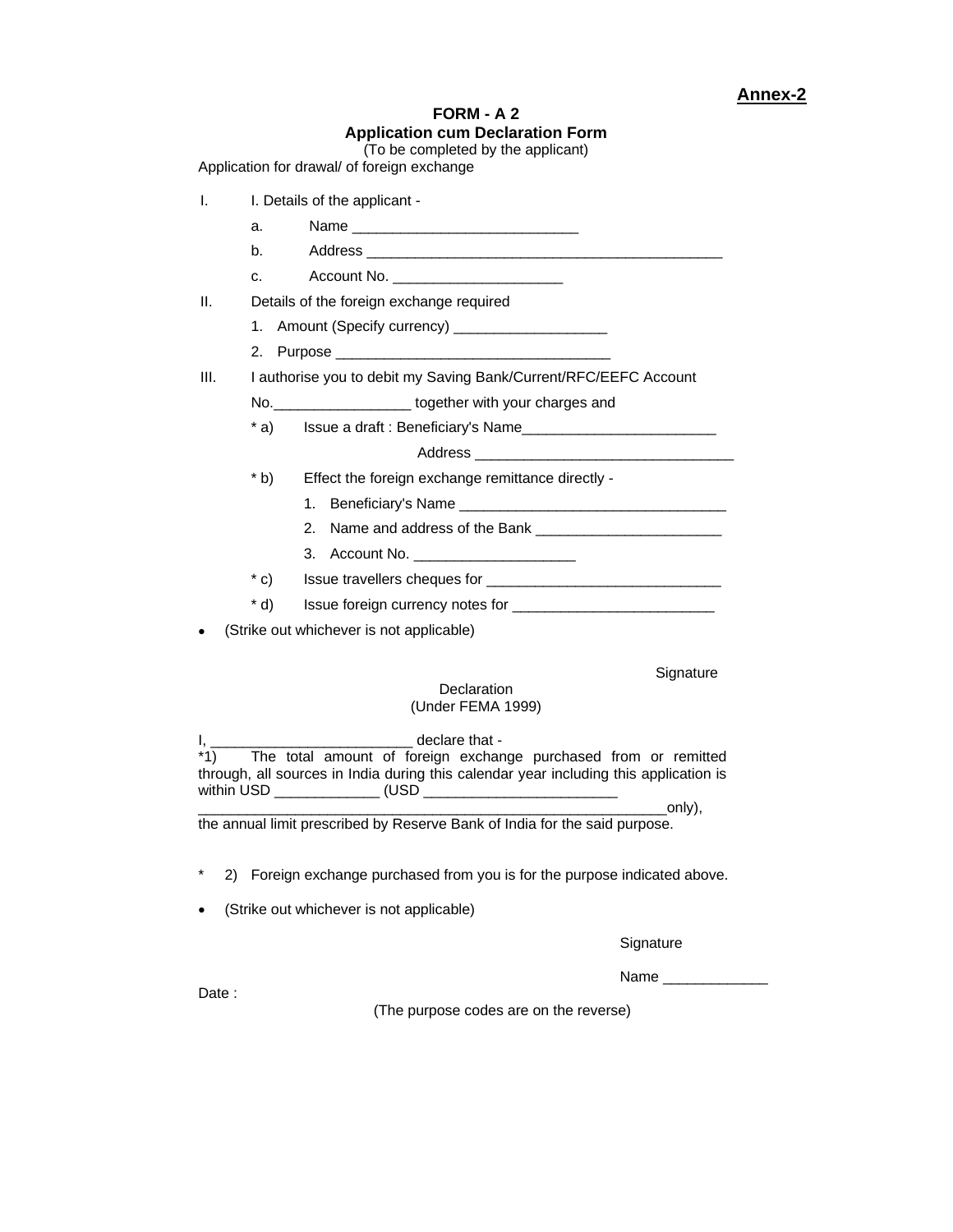**Annex-2**

# FORM - A 2

## Application cum Declaration Form

(To be completed by the applicant)

Application for drawal/ of foreign exchange

I. I. Details of the applicant -

   a. Name ___________________________

   b. Address __________________________________________

   c. Account No. ____________________

II. Details of the foreign exchange required

   1. Amount (Specify currency) __________________

   2. Purpose _________________________________

III. I authorise you to debit my Saving Bank/Current/RFC/EEFC Account No._________________ together with your charges and

   * a) Issue a draft : Beneficiary's Name_______________________

     Address _______________________________

   * b) Effect the foreign exchange remittance directly -

     1. Beneficiary's Name ________________________________

     2. Name and address of the Bank ______________________

     3. Account No. ___________________

   * c) Issue travellers cheques for ____________________________

   * d) Issue foreign currency notes for ________________________

- (Strike out whichever is not applicable)

Signature

Declaration
(Under FEMA 1999)

I, _________________________ declare that -

*1) The total amount of foreign exchange purchased from or remitted through, all sources in India during this calendar year including this application is within USD _____________ (USD ________________________ __________________________________________________________only), the annual limit prescribed by Reserve Bank of India for the said purpose.

* 2) Foreign exchange purchased from you is for the purpose indicated above.

- (Strike out whichever is not applicable)

Signature

Name _____________

Date :

(The purpose codes are on the reverse)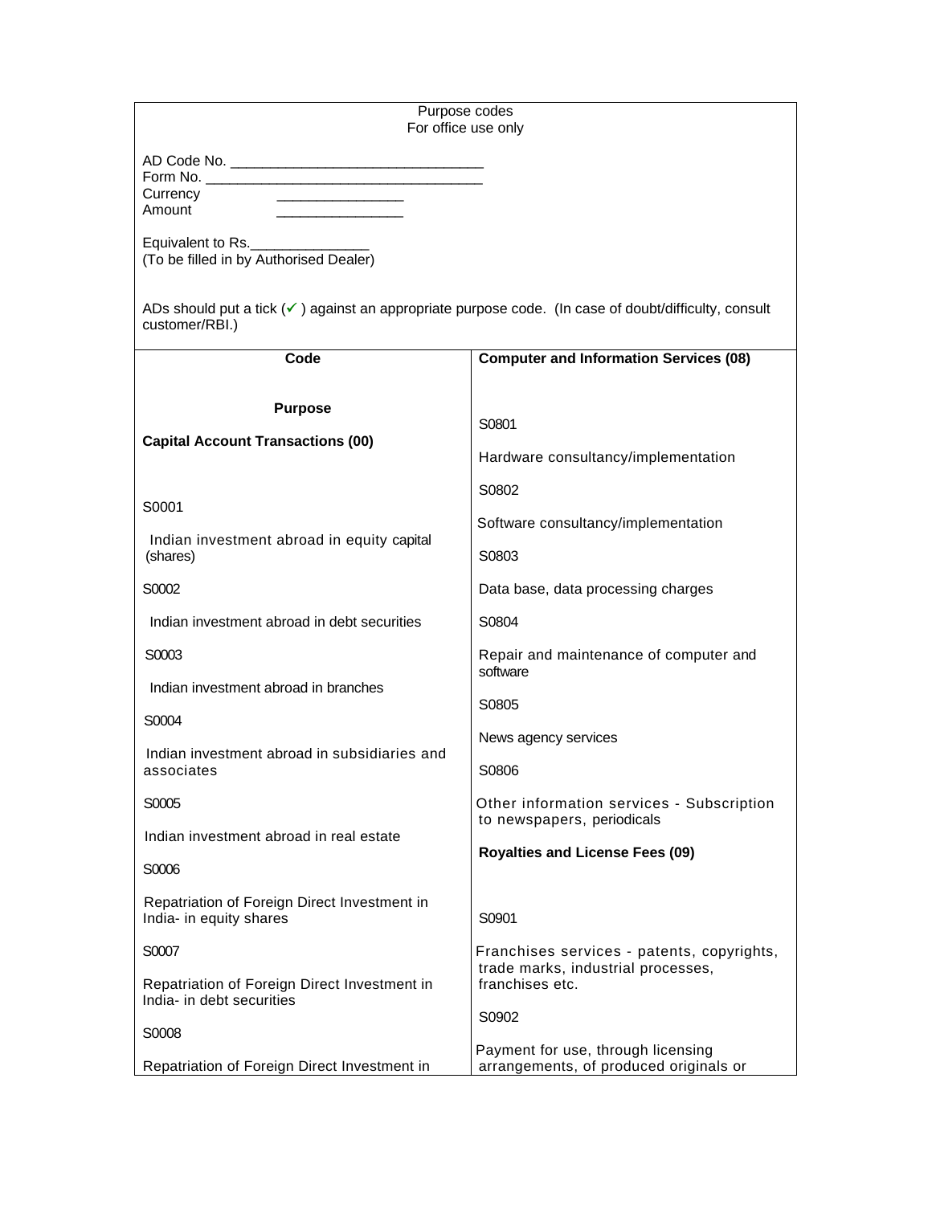Purpose codes
For office use only

AD Code No. ________________________________
Form No. ___________________________________
Currency ________________
Amount ________________

Equivalent to Rs.________________
(To be filled in by Authorised Dealer)

ADs should put a tick (✓) against an appropriate purpose code. (In case of doubt/difficulty, consult customer/RBI.)

| Code | Purpose |
|---|---|
| **Capital Account Transactions (00)** | |
| S0001 | Indian investment abroad in equity capital (shares) |
| S0002 | Indian investment abroad in debt securities |
| S0003 | Indian investment abroad in branches |
| S0004 | Indian investment abroad in subsidiaries and associates |
| S0005 | Indian investment abroad in real estate |
| S0006 | Repatriation of Foreign Direct Investment in India- in equity shares |
| S0007 | Repatriation of Foreign Direct Investment in India- in debt securities |
| S0008 | Repatriation of Foreign Direct Investment in |
| **Computer and Information Services (08)** | |
| S0801 | Hardware consultancy/implementation |
| S0802 | Software consultancy/implementation |
| S0803 | Data base, data processing charges |
| S0804 | Repair and maintenance of computer and software |
| S0805 | News agency services |
| S0806 | Other information services - Subscription to newspapers, periodicals |
| **Royalties and License Fees (09)** | |
| S0901 | Franchises services - patents, copyrights, trade marks, industrial processes, franchises etc. |
| S0902 | Payment for use, through licensing arrangements, of produced originals or |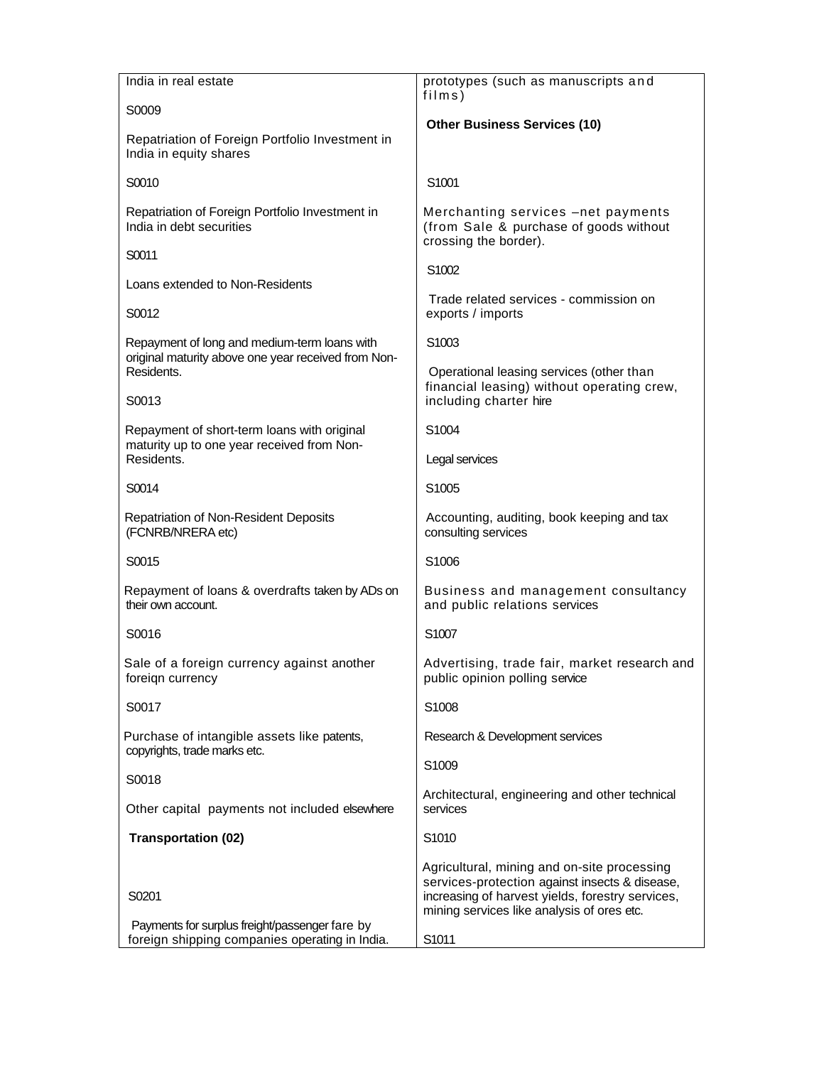| | |
|---|---|
| India in real estate | prototypes (such as manuscripts and films) |
| S0009 | **Other Business Services (10)** |
| Repatriation of Foreign Portfolio Investment in India in equity shares | |
| S0010 | S1001 |
| Repatriation of Foreign Portfolio Investment in India in debt securities | Merchanting services –net payments (from Sale & purchase of goods without crossing the border). |
| S0011 | S1002 |
| Loans extended to Non-Residents | Trade related services - commission on exports / imports |
| S0012 | S1003 |
| Repayment of long and medium-term loans with original maturity above one year received from Non-Residents. | Operational leasing services (other than financial leasing) without operating crew, including charter hire |
| S0013 | S1004 |
| Repayment of short-term loans with original maturity up to one year received from Non-Residents. | Legal services |
| S0014 | S1005 |
| Repatriation of Non-Resident Deposits (FCNRB/NRERA etc) | Accounting, auditing, book keeping and tax consulting services |
| S0015 | S1006 |
| Repayment of loans & overdrafts taken by ADs on their own account. | Business and management consultancy and public relations services |
| S0016 | S1007 |
| Sale of a foreign currency against another foreiqn currency | Advertising, trade fair, market research and public opinion polling service |
| S0017 | S1008 |
| Purchase of intangible assets like patents, copyrights, trade marks etc. | Research & Development services |
| S0018 | S1009 |
| Other capital payments not included elsewhere | Architectural, engineering and other technical services |
| **Transportation (02)** | S1010 |
| S0201 | Agricultural, mining and on-site processing services-protection against insects & disease, increasing of harvest yields, forestry services, mining services like analysis of ores etc. |
| Payments for surplus freight/passenger fare by foreign shipping companies operating in India. | S1011 |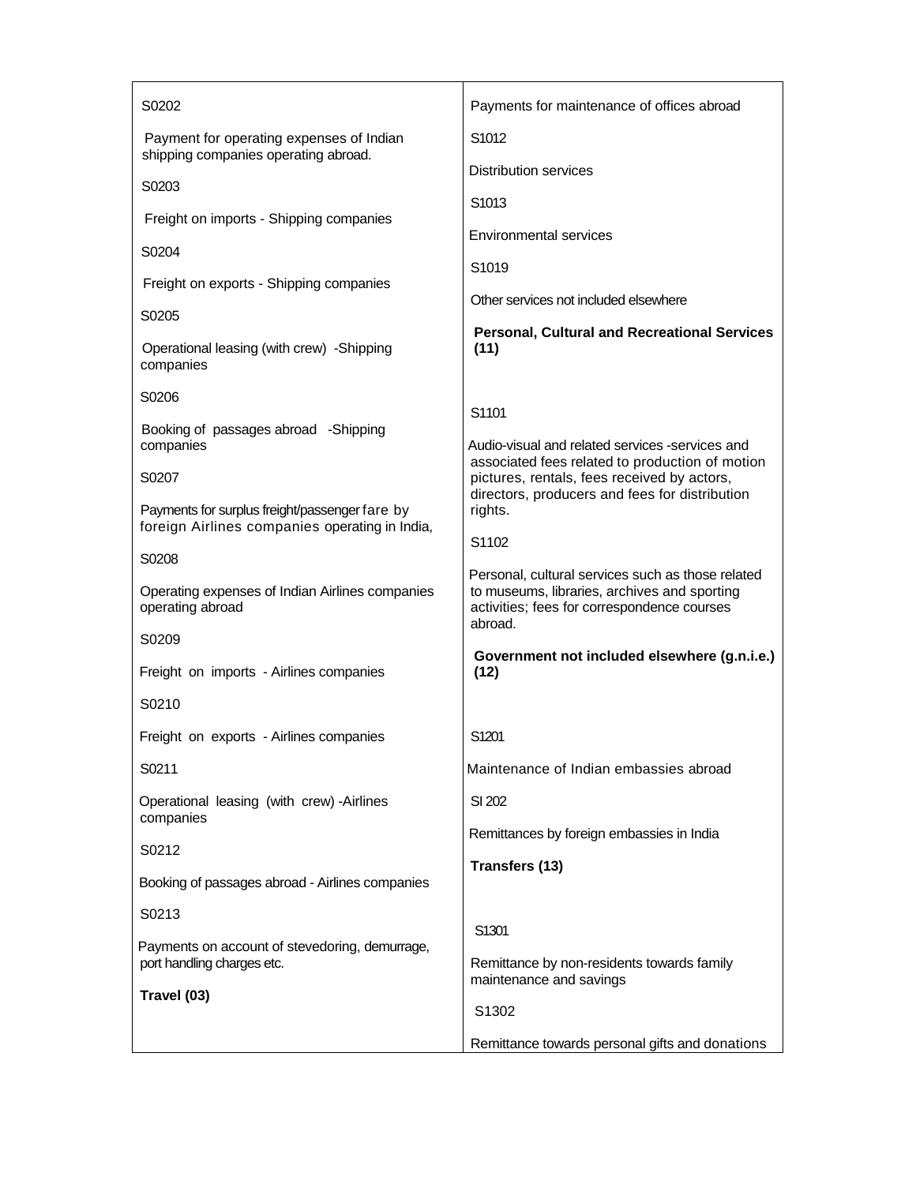| | |
|---|---|
| S0202 | Payments for maintenance of offices abroad |
| Payment for operating expenses of Indian shipping companies operating abroad. | S1012 |
| S0203 | Distribution services |
| Freight on imports - Shipping companies | S1013 |
| S0204 | Environmental services |
| Freight on exports - Shipping companies | S1019 |
| S0205 | Other services not included elsewhere |
| Operational leasing (with crew) -Shipping companies | **Personal, Cultural and Recreational Services (11)** |
| S0206 | S1101 |
| Booking of passages abroad -Shipping companies | Audio-visual and related services -services and associated fees related to production of motion pictures, rentals, fees received by actors, directors, producers and fees for distribution rights. |
| S0207 | |
| Payments for surplus freight/passenger fare by foreign Airlines companies operating in India, | S1102 |
| S0208 | Personal, cultural services such as those related to museums, libraries, archives and sporting activities; fees for correspondence courses abroad. |
| Operating expenses of Indian Airlines companies operating abroad | |
| S0209 | **Government not included elsewhere (g.n.i.e.) (12)** |
| Freight on imports - Airlines companies | |
| S0210 | S1201 |
| Freight on exports - Airlines companies | Maintenance of Indian embassies abroad |
| S0211 | SI 202 |
| Operational leasing (with crew) -Airlines companies | Remittances by foreign embassies in India |
| S0212 | **Transfers (13)** |
| Booking of passages abroad - Airlines companies | |
| S0213 | S1301 |
| Payments on account of stevedoring, demurrage, port handling charges etc. | Remittance by non-residents towards family maintenance and savings |
| **Travel (03)** | S1302 |
| | Remittance towards personal gifts and donations |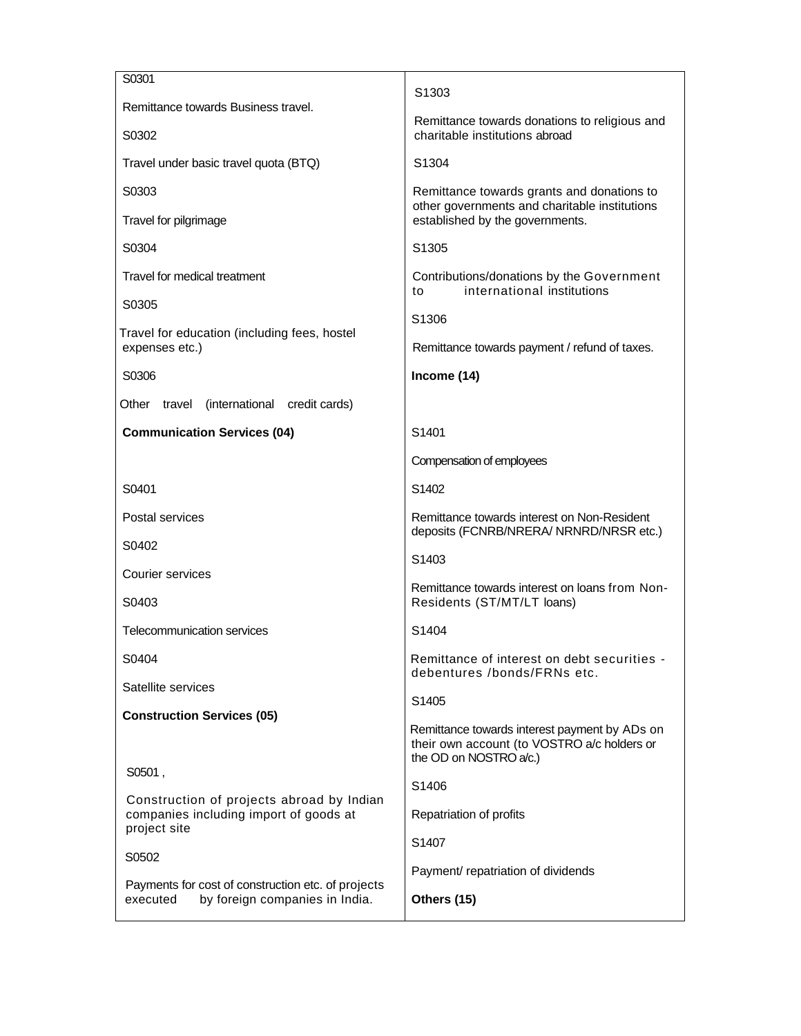| | |
|---|---|
| S0301<br><br>Remittance towards Business travel.<br><br>S0302<br><br>Travel under basic travel quota (BTQ)<br><br>S0303<br><br>Travel for pilgrimage<br><br>S0304<br><br>Travel for medical treatment<br><br>S0305<br><br>Travel for education (including fees, hostel expenses etc.)<br><br>S0306<br><br>Other travel (international credit cards)<br><br>**Communication Services (04)**<br><br>S0401<br><br>Postal services<br><br>S0402<br><br>Courier services<br><br>S0403<br><br>Telecommunication services<br><br>S0404<br><br>Satellite services<br><br>**Construction Services (05)**<br><br>S0501 ,<br><br>Construction of projects abroad by Indian companies including import of goods at project site<br><br>S0502<br><br>Payments for cost of construction etc. of projects executed by foreign companies in India. | S1303<br><br>Remittance towards donations to religious and charitable institutions abroad<br><br>S1304<br><br>Remittance towards grants and donations to other governments and charitable institutions established by the governments.<br><br>S1305<br><br>Contributions/donations by the Government to international institutions<br><br>S1306<br><br>Remittance towards payment / refund of taxes.<br><br>**Income (14)**<br><br>S1401<br><br>Compensation of employees<br><br>S1402<br><br>Remittance towards interest on Non-Resident deposits (FCNRB/NRERA/ NRNRD/NRSR etc.)<br><br>S1403<br><br>Remittance towards interest on loans from Non-Residents (ST/MT/LT loans)<br><br>S1404<br><br>Remittance of interest on debt securities - debentures /bonds/FRNs etc.<br><br>S1405<br><br>Remittance towards interest payment by ADs on their own account (to VOSTRO a/c holders or the OD on NOSTRO a/c.)<br><br>S1406<br><br>Repatriation of profits<br><br>S1407<br><br>Payment/ repatriation of dividends<br><br>**Others (15)** |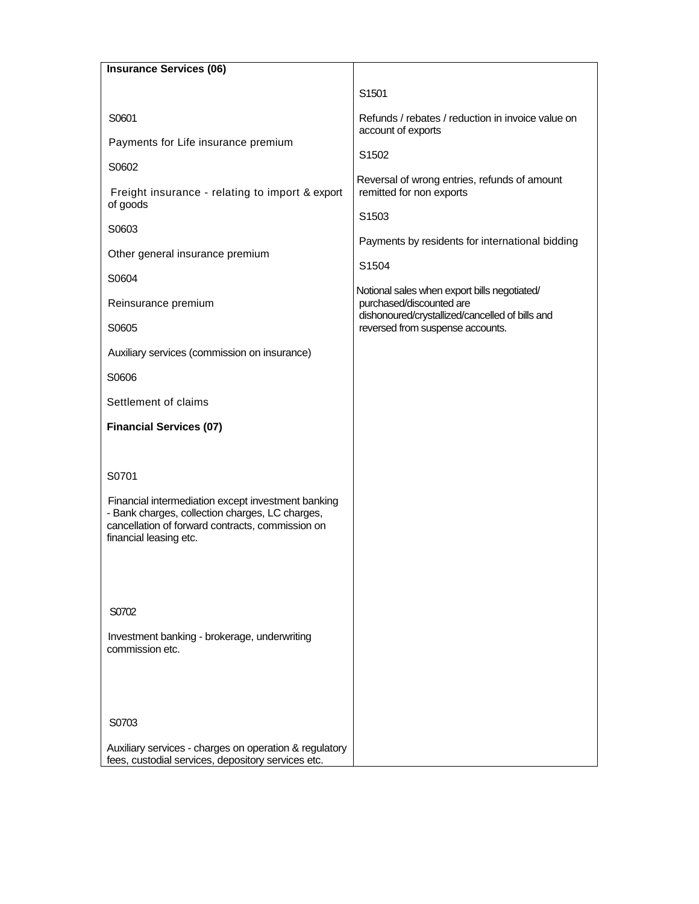| | |
|---|---|
| **Insurance Services (06)** | |
| S0601 | S1501 |
| Payments for Life insurance premium | Refunds / rebates / reduction in invoice value on account of exports |
| S0602 | S1502 |
| Freight insurance - relating to import & export of goods | Reversal of wrong entries, refunds of amount remitted for non exports |
| S0603 | S1503 |
| Other general insurance premium | Payments by residents for international bidding |
| S0604 | S1504 |
| Reinsurance premium | Notional sales when export bills negotiated/ purchased/discounted are dishonoured/crystallized/cancelled of bills and reversed from suspense accounts. |
| S0605 | |
| Auxiliary services (commission on insurance) | |
| S0606 | |
| Settlement of claims | |
| **Financial Services (07)** | |
| S0701 | |
| Financial intermediation except investment banking - Bank charges, collection charges, LC charges, cancellation of forward contracts, commission on financial leasing etc. | |
| S0702 | |
| Investment banking - brokerage, underwriting commission etc. | |
| S0703 | |
| Auxiliary services - charges on operation & regulatory fees, custodial services, depository services etc. | |